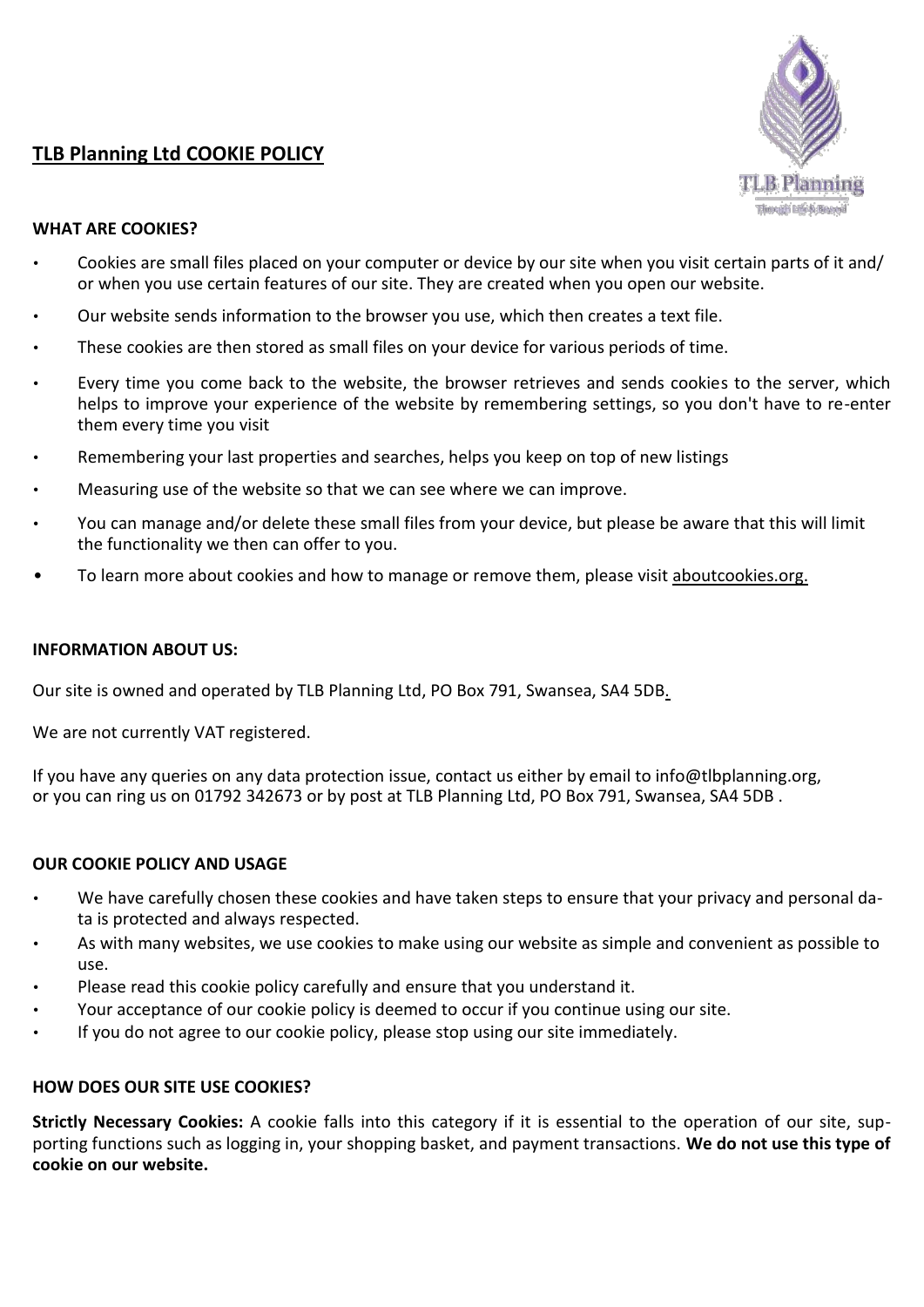# TLB Planning Ltd COOKIE POLICY

### WHAT ARE COOKIES?

- Cookies are small files placed on your computer or device by our site when you visit certain parts of it and/ or when you use certain features of our site. They are created when you open our website.
- Our website sends information to the browser you use, which then creates a text file.
- These cookies are then stored as small files on your device for various periods of time.
- Every time you come back to the website, the browser retrieves and sends cookies to the server, which helps to improve your experience of the website by remembering settings, so you don't have to re-enter them every time you visit
- Remembering your last properties and searches, helps you keep on top of new listings
- Measuring use of the website so that we can see where we can improve.
- You can manage and/or delete these small files from your device, but please be aware that this will limit the functionality we then can offer to you.
- To learn more about cookies and how to manage or remove them, please visit aboutcookies.org.

### INFORMATION ABOUT US:

Our site is owned and operated by TLB Planning Ltd, PO Box 791, Swansea, SA4 5DB.

We are not currently VAT registered.

If you have any queries on any data protection issue, contact us either by email to info@tlbplanning.org, or you can ring us on 01792 342673 or by post at TLB Planning Ltd, PO Box 791, Swansea, SA4 5DB .

### OUR COOKIE POLICY AND USAGE

- We have carefully chosen these cookies and have taken steps to ensure that your privacy and personal data is protected and always respected.
- As with many websites, we use cookies to make using our website as simple and convenient as possible to use.
- Please read this cookie policy carefully and ensure that you understand it.
- Your acceptance of our cookie policy is deemed to occur if you continue using our site.
- If you do not agree to our cookie policy, please stop using our site immediately.

### HOW DOES OUR SITE USE COOKIES?

**Strictly Necessary Cookies:** A cookie falls into this category if it is essential to the operation of our site, supporting functions such as logging in, your shopping basket, and payment transactions. **We do not use this type of cookie on our website.**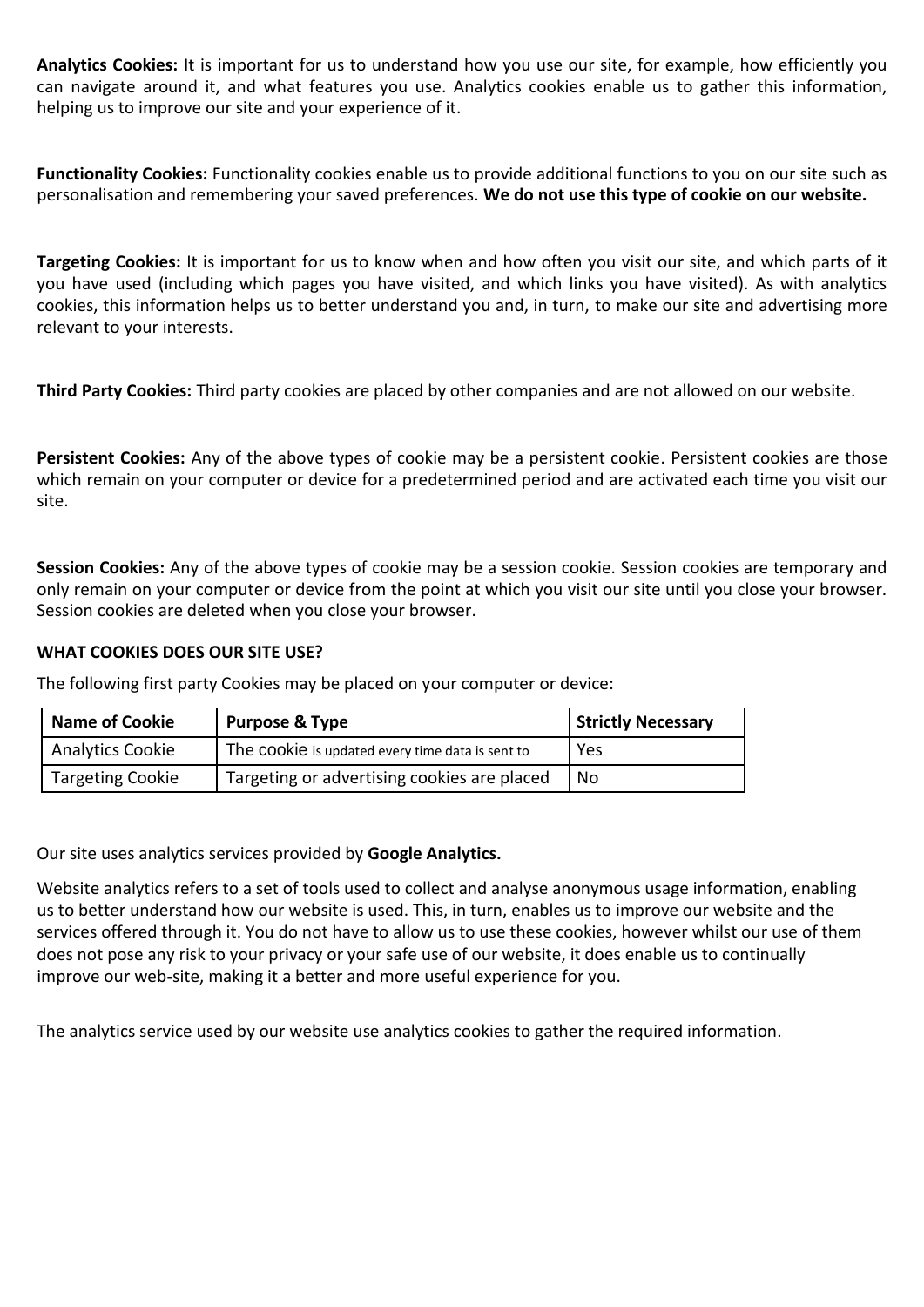**Analytics Cookies:** It is important for us to understand how you use our site, for example, how efficiently you can navigate around it, and what features you use. Analytics cookies enable us to gather this information, helping us to improve our site and your experience of it.

**Functionality Cookies:** Functionality cookies enable us to provide additional functions to you on our site such as personalisation and remembering your saved preferences. **We do not use this type of cookie on our website.**

**Targeting Cookies:** It is important for us to know when and how often you visit our site, and which parts of it you have used (including which pages you have visited, and which links you have visited). As with analytics cookies, this information helps us to better understand you and, in turn, to make our site and advertising more relevant to your interests.

**Third Party Cookies:** Third party cookies are placed by other companies and are not allowed on our website.

**Persistent Cookies:** Any of the above types of cookie may be a persistent cookie. Persistent cookies are those which remain on your computer or device for a predetermined period and are activated each time you visit our site.

**Session Cookies:** Any of the above types of cookie may be a session cookie. Session cookies are temporary and only remain on your computer or device from the point at which you visit our site until you close your browser. Session cookies are deleted when you close your browser.

**WHAT COOKIES DOES OUR SITE USE?**

The following first party Cookies may be placed on your computer or device:

| Name of Cookie | Purpose & Type | Strictly Necessary |
|---|---|---|
| Analytics Cookie | The cookie is updated every time data is sent to | Yes |
| Targeting Cookie | Targeting or advertising cookies are placed | No |

Our site uses analytics services provided by **Google Analytics.**

Website analytics refers to a set of tools used to collect and analyse anonymous usage information, enabling us to better understand how our website is used. This, in turn, enables us to improve our website and the services offered through it. You do not have to allow us to use these cookies, however whilst our use of them does not pose any risk to your privacy or your safe use of our website, it does enable us to continually improve our web-site, making it a better and more useful experience for you.

The analytics service used by our website use analytics cookies to gather the required information.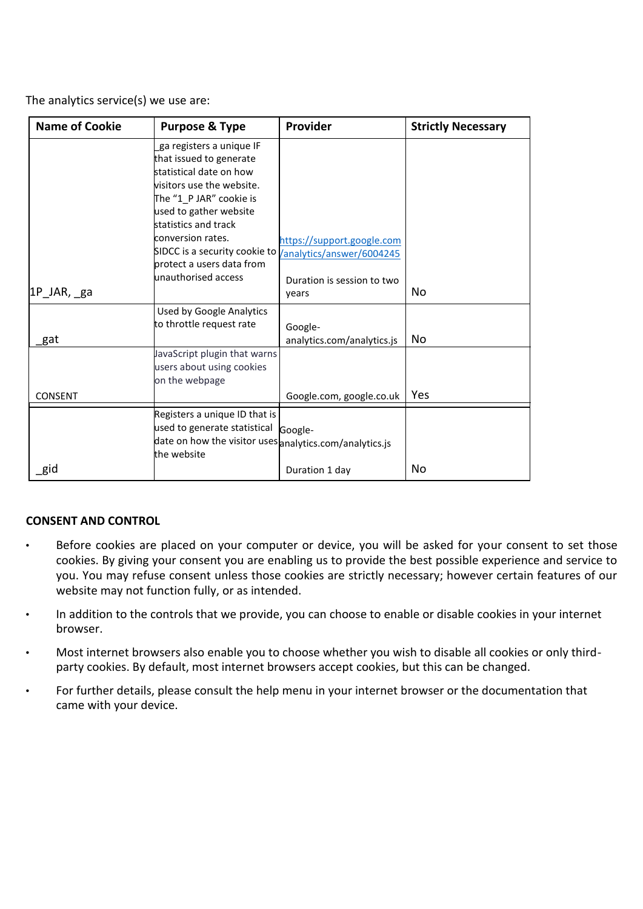The analytics service(s) we use are:

| Name of Cookie | Purpose & Type | Provider | Strictly Necessary |
| --- | --- | --- | --- |
| 1P_JAR, _ga | _ga registers a unique IF that issued to generate statistical date on how visitors use the website. The "1_P JAR" cookie is used to gather website statistics and track conversion rates. SIDCC is a security cookie to protect a users data from unauthorised access | https://support.google.com/analytics/answer/6004245 Duration is session to two years | No |
| _gat | Used by Google Analytics to throttle request rate | Google-analytics.com/analytics.js | No |
| CONSENT | JavaScript plugin that warns users about using cookies on the webpage | Google.com, google.co.uk | Yes |
| _gid | Registers a unique ID that is used to generate statistical date on how the visitor uses the website | Google-analytics.com/analytics.js Duration 1 day | No |

**CONSENT AND CONTROL**

- Before cookies are placed on your computer or device, you will be asked for your consent to set those cookies. By giving your consent you are enabling us to provide the best possible experience and service to you. You may refuse consent unless those cookies are strictly necessary; however certain features of our website may not function fully, or as intended.
- In addition to the controls that we provide, you can choose to enable or disable cookies in your internet browser.
- Most internet browsers also enable you to choose whether you wish to disable all cookies or only third-party cookies. By default, most internet browsers accept cookies, but this can be changed.
- For further details, please consult the help menu in your internet browser or the documentation that came with your device.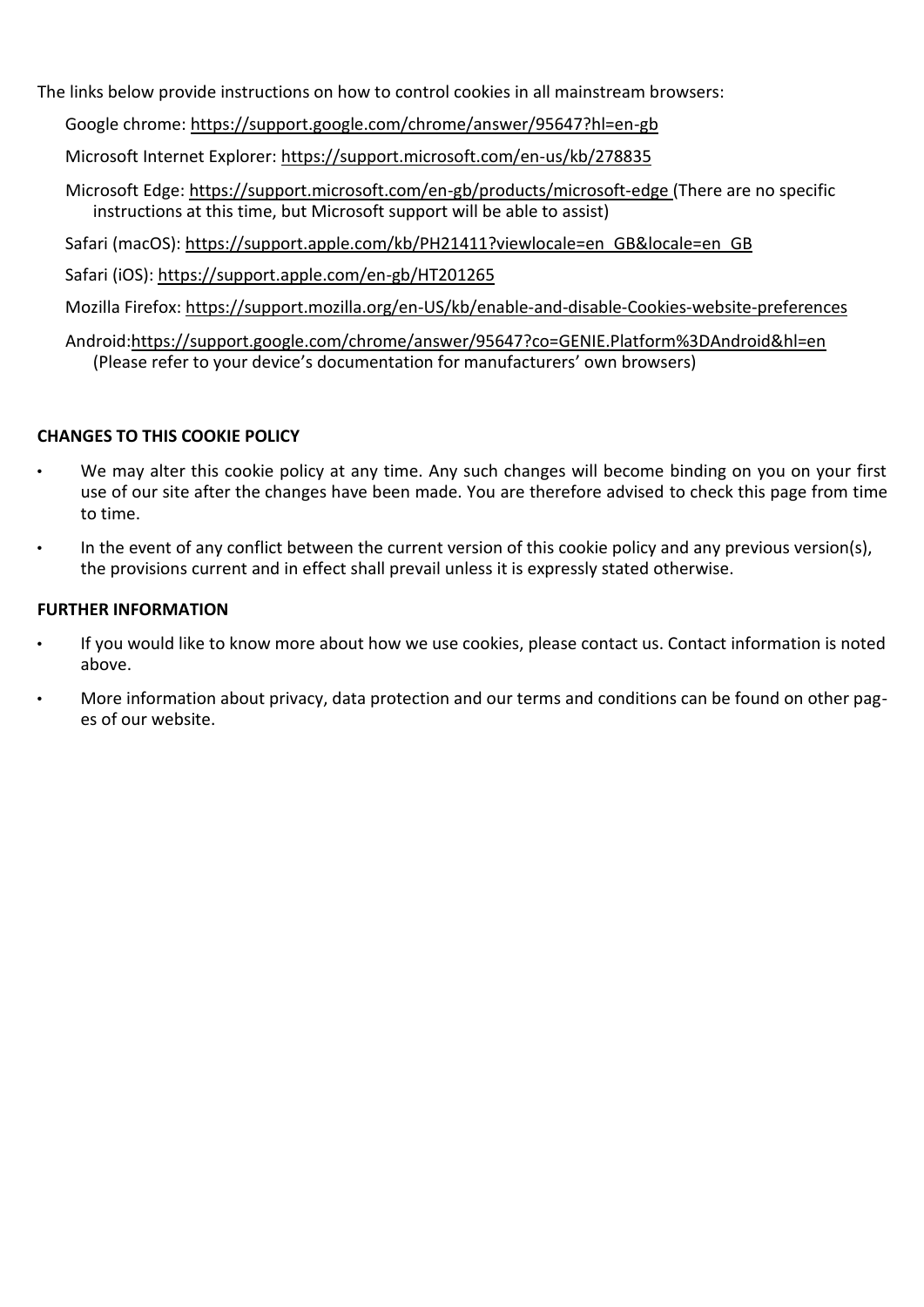The links below provide instructions on how to control cookies in all mainstream browsers:

Google chrome: https://support.google.com/chrome/answer/95647?hl=en-gb

Microsoft Internet Explorer: https://support.microsoft.com/en-us/kb/278835

Microsoft Edge: https://support.microsoft.com/en-gb/products/microsoft-edge (There are no specific instructions at this time, but Microsoft support will be able to assist)

Safari (macOS): https://support.apple.com/kb/PH21411?viewlocale=en_GB&locale=en_GB

Safari (iOS): https://support.apple.com/en-gb/HT201265

Mozilla Firefox: https://support.mozilla.org/en-US/kb/enable-and-disable-Cookies-website-preferences

Android:https://support.google.com/chrome/answer/95647?co=GENIE.Platform%3DAndroid&hl=en (Please refer to your device's documentation for manufacturers' own browsers)

**CHANGES TO THIS COOKIE POLICY**

- We may alter this cookie policy at any time. Any such changes will become binding on you on your first use of our site after the changes have been made. You are therefore advised to check this page from time to time.
- In the event of any conflict between the current version of this cookie policy and any previous version(s), the provisions current and in effect shall prevail unless it is expressly stated otherwise.

**FURTHER INFORMATION**

- If you would like to know more about how we use cookies, please contact us. Contact information is noted above.
- More information about privacy, data protection and our terms and conditions can be found on other pages of our website.